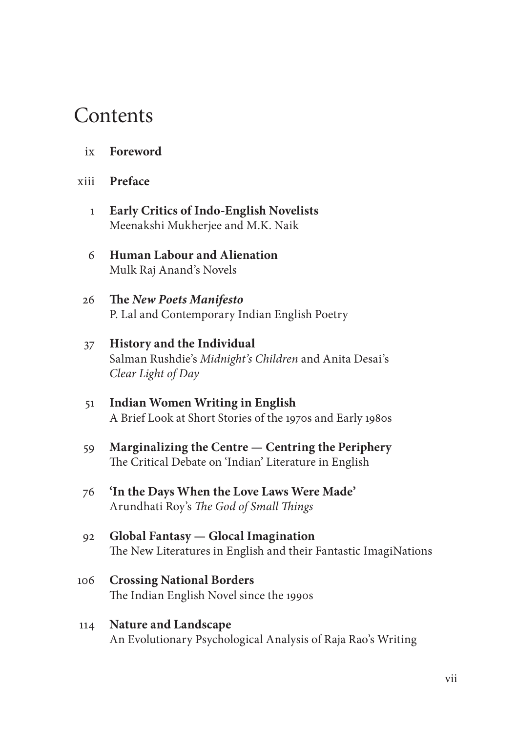# Contents

ix **Foreword**

xiii **Preface**

1 **Early Critics of Indo-English Novelists**
Meenakshi Mukherjee and M.K. Naik

6 **Human Labour and Alienation**
Mulk Raj Anand's Novels

26 **The *New Poets Manifesto***
P. Lal and Contemporary Indian English Poetry

37 **History and the Individual**
Salman Rushdie's *Midnight's Children* and Anita Desai's *Clear Light of Day*

51 **Indian Women Writing in English**
A Brief Look at Short Stories of the 1970s and Early 1980s

59 **Marginalizing the Centre — Centring the Periphery**
The Critical Debate on 'Indian' Literature in English

76 **'In the Days When the Love Laws Were Made'**
Arundhati Roy's *The God of Small Things*

92 **Global Fantasy — Glocal Imagination**
The New Literatures in English and their Fantastic ImagiNations

106 **Crossing National Borders**
The Indian English Novel since the 1990s

114 **Nature and Landscape**
An Evolutionary Psychological Analysis of Raja Rao's Writing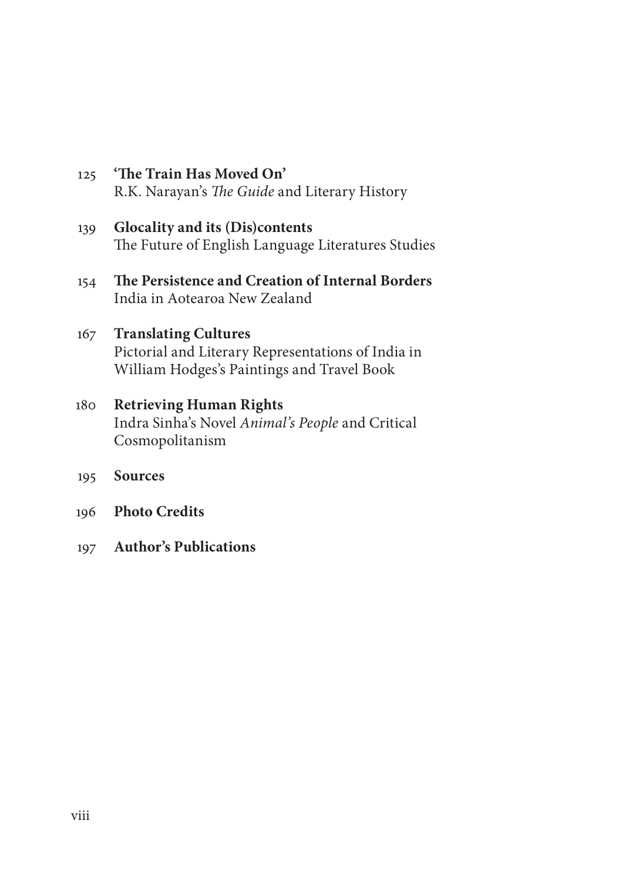125 **'The Train Has Moved On'**
R.K. Narayan's *The Guide* and Literary History

139 **Glocality and its (Dis)contents**
The Future of English Language Literatures Studies

154 **The Persistence and Creation of Internal Borders**
India in Aotearoa New Zealand

167 **Translating Cultures**
Pictorial and Literary Representations of India in William Hodges's Paintings and Travel Book

180 **Retrieving Human Rights**
Indra Sinha's Novel *Animal's People* and Critical Cosmopolitanism

195 **Sources**

196 **Photo Credits**

197 **Author's Publications**